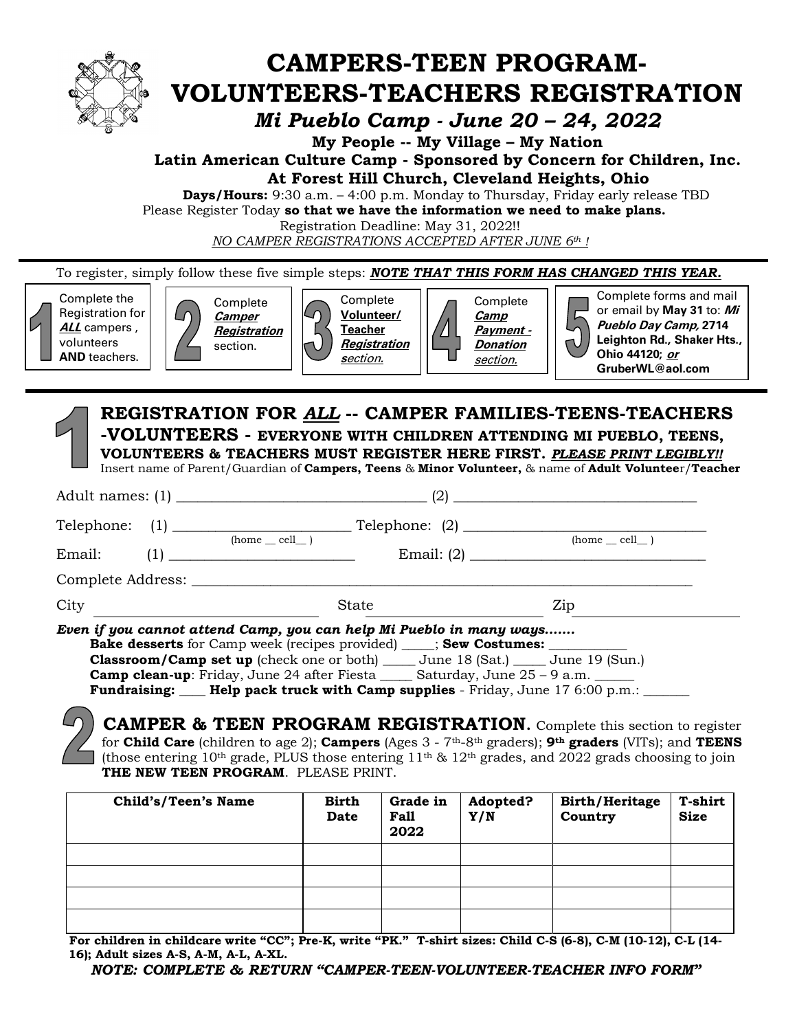# CAMPERS-TEEN PROGRAM-VOLUNTEERS-TEACHERS REGISTRATION

## *Mi Pueblo Camp - June 20 – 24, 2022*

**My People -- My Village – My Nation**

**Latin American Culture Camp - Sponsored by Concern for Children, Inc.**

**At Forest Hill Church, Cleveland Heights, Ohio**

**Days/Hours:** 9:30 a.m. – 4:00 p.m. Monday to Thursday, Friday early release TBD

Please Register Today **so that we have the information we need to make plans.**

Registration Deadline: May 31, 2022!!

*NO CAMPER REGISTRATIONS ACCEPTED AFTER JUNE 6th !*

---

To register, simply follow these five simple steps: ***NOTE THAT THIS FORM HAS CHANGED THIS YEAR.***

1. Complete the Registration for ***ALL*** campers, volunteers **AND** teachers.
2. Complete ***Camper Registration*** section.
3. Complete **Volunteer/ Teacher** ***Registration section.***
4. Complete ***Camp Payment - Donation section.***
5. Complete forms and mail or email by **May 31** to: ***Mi Pueblo Day Camp,* 2714 Leighton Rd., Shaker Hts., Ohio 44120; *or* GruberWL@aol.com**

---

## 1 REGISTRATION FOR *ALL* -- CAMPER FAMILIES-TEENS-TEACHERS -VOLUNTEERS - EVERYONE WITH CHILDREN ATTENDING MI PUEBLO, TEENS, VOLUNTEERS & TEACHERS MUST REGISTER HERE FIRST. *PLEASE PRINT LEGIBLY!!*

Insert name of Parent/Guardian of **Campers, Teens** & **Minor Volunteer,** & name of **Adult Volunteer/Teacher**

Adult names: (1) ________________________________ (2) ________________________________

Telephone: (1) ________________________ (home __ cell__ ) Telephone: (2) ______________________________ (home __ cell__ )

Email: (1) ________________________ Email: (2) ______________________________

Complete Address: ______________________________________________________________________

City ________________________ State ____________________ Zip ____________________

***Even if you cannot attend Camp, you can help Mi Pueblo in many ways.......***

**Bake desserts** for Camp week (recipes provided) _____; **Sew Costumes:** ___________

**Classroom/Camp set up** (check one or both) _____ June 18 (Sat.) _____ June 19 (Sun.)

**Camp clean-up**: Friday, June 24 after Fiesta _____ Saturday, June 25 – 9 a.m. ______

**Fundraising:** ____ **Help pack truck with Camp supplies** - Friday, June 17 6:00 p.m.: _______

## 2 CAMPER & TEEN PROGRAM REGISTRATION.

Complete this section to register for **Child Care** (children to age 2); **Campers** (Ages 3 - 7th-8th graders); **9th graders** (VITs); and **TEENS** (those entering 10th grade, PLUS those entering 11th & 12th grades, and 2022 grads choosing to join **THE NEW TEEN PROGRAM**. PLEASE PRINT.

| Child's/Teen's Name | Birth Date | Grade in Fall 2022 | Adopted? Y/N | Birth/Heritage Country | T-shirt Size |
|---|---|---|---|---|---|
| | | | | | |
| | | | | | |
| | | | | | |
| | | | | | |

**For children in childcare write "CC"; Pre-K, write "PK." T-shirt sizes: Child C-S (6-8), C-M (10-12), C-L (14-16); Adult sizes A-S, A-M, A-L, A-XL.**

***NOTE: COMPLETE & RETURN "CAMPER-TEEN-VOLUNTEER-TEACHER INFO FORM"***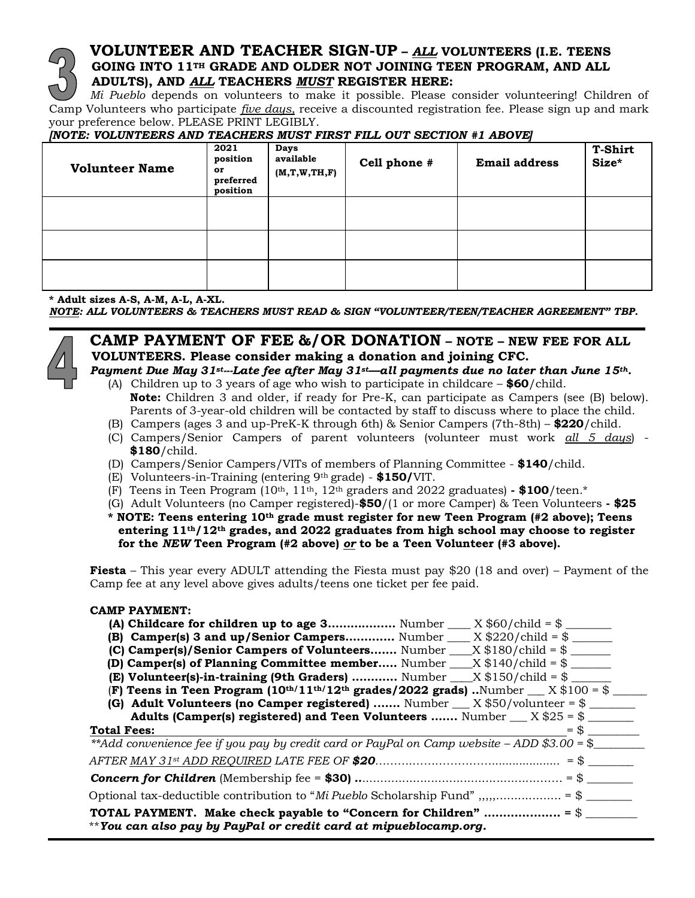# 3 VOLUNTEER AND TEACHER SIGN-UP – *ALL* VOLUNTEERS (I.E. TEENS GOING INTO 11TH GRADE AND OLDER NOT JOINING TEEN PROGRAM, AND ALL ADULTS), AND *ALL* TEACHERS *MUST* REGISTER HERE:

*Mi Pueblo* depends on volunteers to make it possible. Please consider volunteering! Children of Camp Volunteers who participate *five days,* receive a discounted registration fee. Please sign up and mark your preference below. PLEASE PRINT LEGIBLY.

***[NOTE: VOLUNTEERS AND TEACHERS MUST FIRST FILL OUT SECTION #1 ABOVE]***

| Volunteer Name | 2021 position or preferred position | Days available (M,T,W,TH,F) | Cell phone # | Email address | T-Shirt Size* |
|---|---|---|---|---|---|
| | | | | | |
| | | | | | |
| | | | | | |

**\* Adult sizes A-S, A-M, A-L, A-XL.**

***NOTE: ALL VOLUNTEERS & TEACHERS MUST READ & SIGN "VOLUNTEER/TEEN/TEACHER AGREEMENT" TBP.***

# 4 CAMP PAYMENT OF FEE &/OR DONATION – NOTE – NEW FEE FOR ALL VOLUNTEERS. Please consider making a donation and joining CFC.

***Payment Due May 31st---Late fee after May 31st—all payments due no later than June 15th.***

(A) Children up to 3 years of age who wish to participate in childcare – **$60**/child.
**Note:** Children 3 and older, if ready for Pre-K, can participate as Campers (see (B) below). Parents of 3-year-old children will be contacted by staff to discuss where to place the child.
(B) Campers (ages 3 and up-PreK-K through 6th) & Senior Campers (7th-8th) – **$220**/child.
(C) Campers/Senior Campers of parent volunteers (volunteer must work *all 5 days*) - **$180**/child.
(D) Campers/Senior Campers/VITs of members of Planning Committee - **$140**/child.
(E) Volunteers-in-Training (entering 9th grade) - **$150/**VIT.
(F) Teens in Teen Program (10th, 11th, 12th graders and 2022 graduates) **- $100**/teen.*
(G) Adult Volunteers (no Camper registered)-**$50**/(1 or more Camper) & Teen Volunteers **- $25**

**\* NOTE: Teens entering 10th grade must register for new Teen Program (#2 above); Teens entering 11th/12th grades, and 2022 graduates from high school may choose to register for the *NEW* Teen Program (#2 above) *or* to be a Teen Volunteer (#3 above).**

**Fiesta** – This year every ADULT attending the Fiesta must pay $20 (18 and over) – Payment of the Camp fee at any level above gives adults/teens one ticket per fee paid.

**CAMP PAYMENT:**

**(A) Childcare for children up to age 3..................** Number ____ X $60/child = $ ________
**(B) Camper(s) 3 and up/Senior Campers.............** Number ____ X $220/child = $ ________
**(C) Camper(s)/Senior Campers of Volunteers........** Number ____X $180/child = $ _______
**(D) Camper(s) of Planning Committee member.....** Number ____X $140/child = $ _______
**(E) Volunteer(s)-in-training (9th Graders) ............** Number ____X $150/child = $ _______
**(F) Teens in Teen Program (10th/11th/12th grades/2022 grads) ..**Number ___ X $100 = $ ______
**(G) Adult Volunteers (no Camper registered) .......** Number ___ X $50/volunteer = $ ________
**Adults (Camper(s) registered) and Teen Volunteers .......** Number ___ X $25 = $ ________

**Total Fees:** = $ _________

*\*\*Add convenience fee if you pay by credit card or PayPal on Camp website – ADD $3.00* = $_________

*AFTER MAY 31st ADD REQUIRED LATE FEE OF **$20**.................................................* = $ ________

***Concern for Children*** (Membership fee = **$30**) **..**...................................................... = $ ________

Optional tax-deductible contribution to "*Mi Pueblo* Scholarship Fund" ,,,,,.................. = $ ________

**TOTAL PAYMENT. Make check payable to "Concern for Children" ...................** = $ _________

\*\****You can also pay by PayPal or credit card at mipueblocamp.org.***